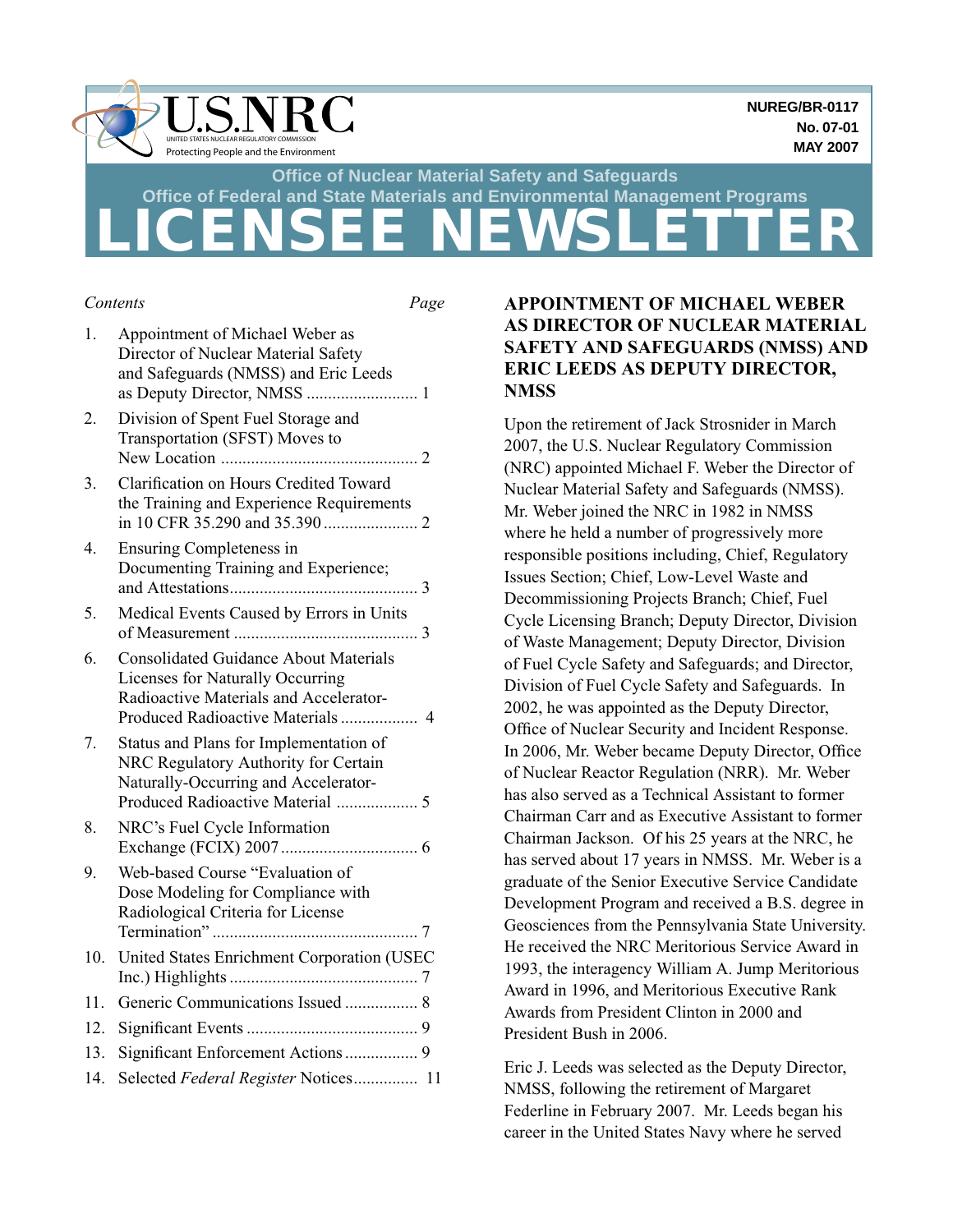U.S.NRC

UNITED STATES NUCLEAR REGULATORY COMMISSION

Protecting People and the Environment

NUREG/BR-0117
No. 07-01
MAY 2007

Office of Nuclear Material Safety and Safeguards
Office of Federal and State Materials and Environmental Management Programs

# LICENSEE NEWSLETTER

*Contents* — *Page*

1. Appointment of Michael Weber as Director of Nuclear Material Safety and Safeguards (NMSS) and Eric Leeds as Deputy Director, NMSS .......................... 1
2. Division of Spent Fuel Storage and Transportation (SFST) Moves to New Location ............................................. 2
3. Clarification on Hours Credited Toward the Training and Experience Requirements in 10 CFR 35.290 and 35.390 ...................... 2
4. Ensuring Completeness in Documenting Training and Experience; and Attestations............................................ 3
5. Medical Events Caused by Errors in Units of Measurement ........................................... 3
6. Consolidated Guidance About Materials Licenses for Naturally Occurring Radioactive Materials and Accelerator-Produced Radioactive Materials .................. 4
7. Status and Plans for Implementation of NRC Regulatory Authority for Certain Naturally-Occurring and Accelerator-Produced Radioactive Material ................... 5
8. NRC's Fuel Cycle Information Exchange (FCIX) 2007 ................................ 6
9. Web-based Course "Evaluation of Dose Modeling for Compliance with Radiological Criteria for License Termination" ................................................ 7
10. United States Enrichment Corporation (USEC Inc.) Highlights ............................................ 7
11. Generic Communications Issued ................. 8
12. Significant Events ........................................ 9
13. Significant Enforcement Actions ................. 9
14. Selected *Federal Register* Notices............... 11

## APPOINTMENT OF MICHAEL WEBER AS DIRECTOR OF NUCLEAR MATERIAL SAFETY AND SAFEGUARDS (NMSS) AND ERIC LEEDS AS DEPUTY DIRECTOR, NMSS

Upon the retirement of Jack Strosnider in March 2007, the U.S. Nuclear Regulatory Commission (NRC) appointed Michael F. Weber the Director of Nuclear Material Safety and Safeguards (NMSS). Mr. Weber joined the NRC in 1982 in NMSS where he held a number of progressively more responsible positions including, Chief, Regulatory Issues Section; Chief, Low-Level Waste and Decommissioning Projects Branch; Chief, Fuel Cycle Licensing Branch; Deputy Director, Division of Waste Management; Deputy Director, Division of Fuel Cycle Safety and Safeguards; and Director, Division of Fuel Cycle Safety and Safeguards. In 2002, he was appointed as the Deputy Director, Office of Nuclear Security and Incident Response. In 2006, Mr. Weber became Deputy Director, Office of Nuclear Reactor Regulation (NRR). Mr. Weber has also served as a Technical Assistant to former Chairman Carr and as Executive Assistant to former Chairman Jackson. Of his 25 years at the NRC, he has served about 17 years in NMSS. Mr. Weber is a graduate of the Senior Executive Service Candidate Development Program and received a B.S. degree in Geosciences from the Pennsylvania State University. He received the NRC Meritorious Service Award in 1993, the interagency William A. Jump Meritorious Award in 1996, and Meritorious Executive Rank Awards from President Clinton in 2000 and President Bush in 2006.

Eric J. Leeds was selected as the Deputy Director, NMSS, following the retirement of Margaret Federline in February 2007. Mr. Leeds began his career in the United States Navy where he served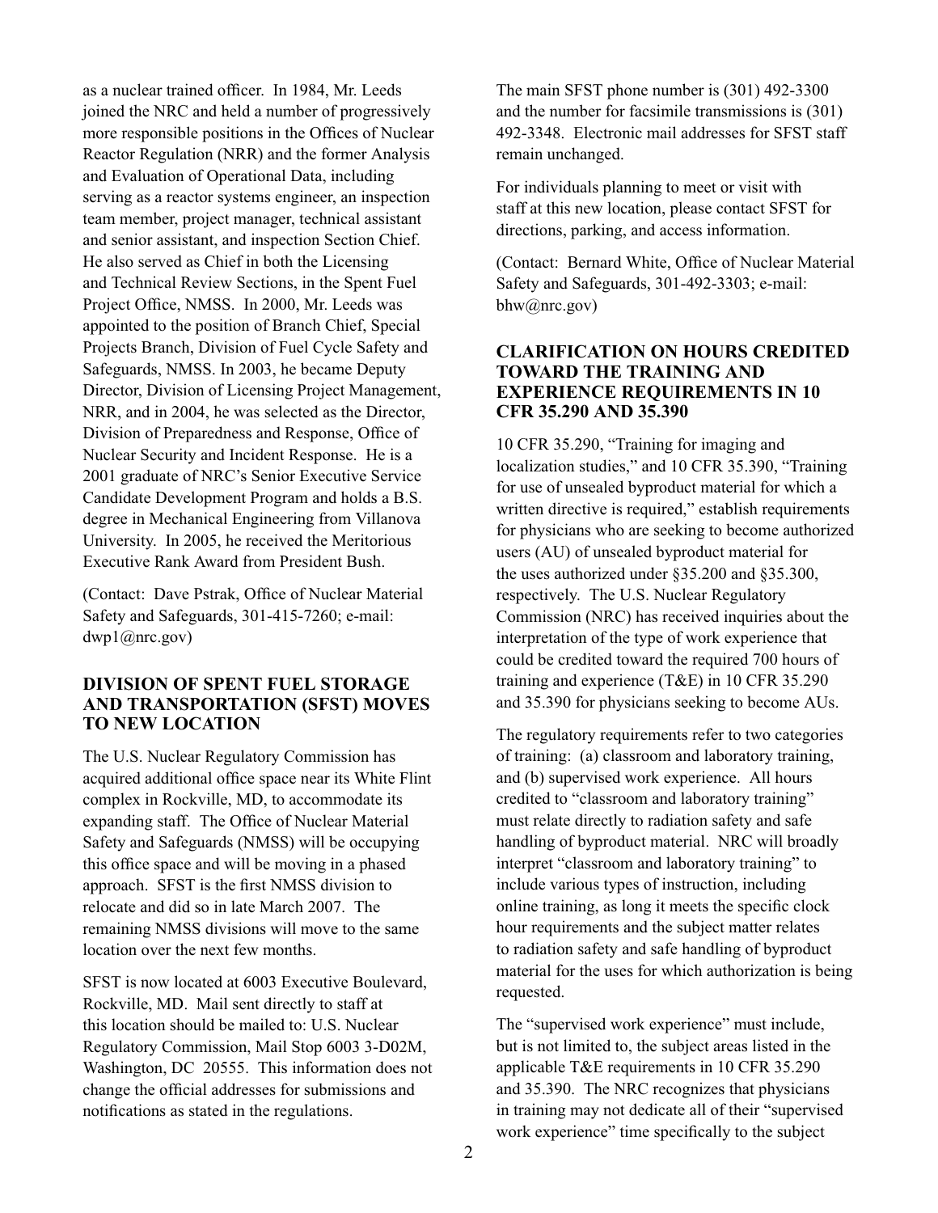as a nuclear trained officer. In 1984, Mr. Leeds joined the NRC and held a number of progressively more responsible positions in the Offices of Nuclear Reactor Regulation (NRR) and the former Analysis and Evaluation of Operational Data, including serving as a reactor systems engineer, an inspection team member, project manager, technical assistant and senior assistant, and inspection Section Chief. He also served as Chief in both the Licensing and Technical Review Sections, in the Spent Fuel Project Office, NMSS. In 2000, Mr. Leeds was appointed to the position of Branch Chief, Special Projects Branch, Division of Fuel Cycle Safety and Safeguards, NMSS. In 2003, he became Deputy Director, Division of Licensing Project Management, NRR, and in 2004, he was selected as the Director, Division of Preparedness and Response, Office of Nuclear Security and Incident Response. He is a 2001 graduate of NRC's Senior Executive Service Candidate Development Program and holds a B.S. degree in Mechanical Engineering from Villanova University. In 2005, he received the Meritorious Executive Rank Award from President Bush.

(Contact: Dave Pstrak, Office of Nuclear Material Safety and Safeguards, 301-415-7260; e-mail: dwp1@nrc.gov)

## DIVISION OF SPENT FUEL STORAGE AND TRANSPORTATION (SFST) MOVES TO NEW LOCATION

The U.S. Nuclear Regulatory Commission has acquired additional office space near its White Flint complex in Rockville, MD, to accommodate its expanding staff. The Office of Nuclear Material Safety and Safeguards (NMSS) will be occupying this office space and will be moving in a phased approach. SFST is the first NMSS division to relocate and did so in late March 2007. The remaining NMSS divisions will move to the same location over the next few months.

SFST is now located at 6003 Executive Boulevard, Rockville, MD. Mail sent directly to staff at this location should be mailed to: U.S. Nuclear Regulatory Commission, Mail Stop 6003 3-D02M, Washington, DC 20555. This information does not change the official addresses for submissions and notifications as stated in the regulations.

The main SFST phone number is (301) 492-3300 and the number for facsimile transmissions is (301) 492-3348. Electronic mail addresses for SFST staff remain unchanged.

For individuals planning to meet or visit with staff at this new location, please contact SFST for directions, parking, and access information.

(Contact: Bernard White, Office of Nuclear Material Safety and Safeguards, 301-492-3303; e-mail: bhw@nrc.gov)

## CLARIFICATION ON HOURS CREDITED TOWARD THE TRAINING AND EXPERIENCE REQUIREMENTS IN 10 CFR 35.290 AND 35.390

10 CFR 35.290, "Training for imaging and localization studies," and 10 CFR 35.390, "Training for use of unsealed byproduct material for which a written directive is required," establish requirements for physicians who are seeking to become authorized users (AU) of unsealed byproduct material for the uses authorized under §35.200 and §35.300, respectively. The U.S. Nuclear Regulatory Commission (NRC) has received inquiries about the interpretation of the type of work experience that could be credited toward the required 700 hours of training and experience (T&E) in 10 CFR 35.290 and 35.390 for physicians seeking to become AUs.

The regulatory requirements refer to two categories of training: (a) classroom and laboratory training, and (b) supervised work experience. All hours credited to "classroom and laboratory training" must relate directly to radiation safety and safe handling of byproduct material. NRC will broadly interpret "classroom and laboratory training" to include various types of instruction, including online training, as long it meets the specific clock hour requirements and the subject matter relates to radiation safety and safe handling of byproduct material for the uses for which authorization is being requested.

The "supervised work experience" must include, but is not limited to, the subject areas listed in the applicable T&E requirements in 10 CFR 35.290 and 35.390. The NRC recognizes that physicians in training may not dedicate all of their "supervised work experience" time specifically to the subject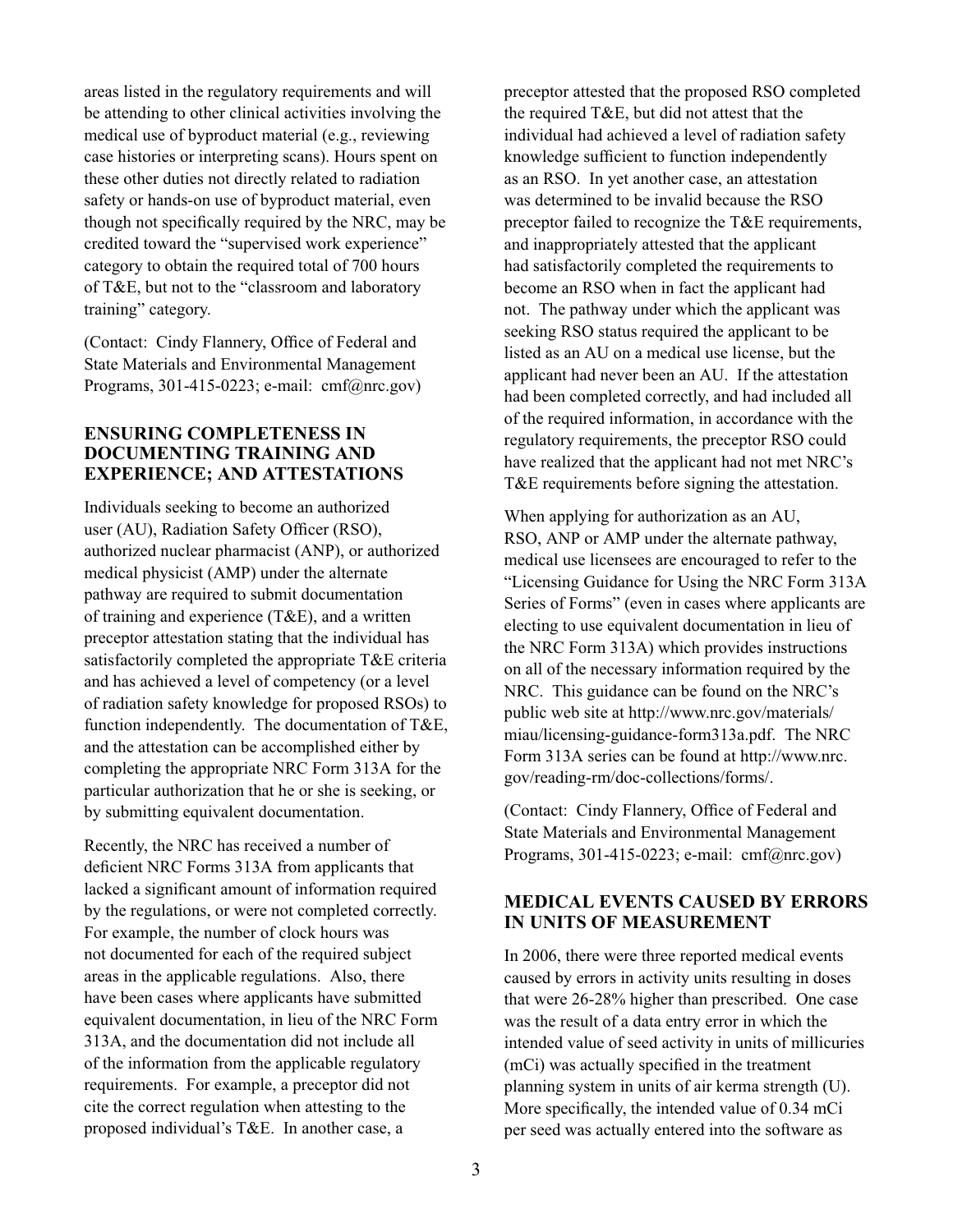areas listed in the regulatory requirements and will be attending to other clinical activities involving the medical use of byproduct material (e.g., reviewing case histories or interpreting scans). Hours spent on these other duties not directly related to radiation safety or hands-on use of byproduct material, even though not specifically required by the NRC, may be credited toward the "supervised work experience" category to obtain the required total of 700 hours of T&E, but not to the "classroom and laboratory training" category.

(Contact: Cindy Flannery, Office of Federal and State Materials and Environmental Management Programs, 301-415-0223; e-mail: cmf@nrc.gov)

## ENSURING COMPLETENESS IN DOCUMENTING TRAINING AND EXPERIENCE; AND ATTESTATIONS

Individuals seeking to become an authorized user (AU), Radiation Safety Officer (RSO), authorized nuclear pharmacist (ANP), or authorized medical physicist (AMP) under the alternate pathway are required to submit documentation of training and experience (T&E), and a written preceptor attestation stating that the individual has satisfactorily completed the appropriate T&E criteria and has achieved a level of competency (or a level of radiation safety knowledge for proposed RSOs) to function independently. The documentation of T&E, and the attestation can be accomplished either by completing the appropriate NRC Form 313A for the particular authorization that he or she is seeking, or by submitting equivalent documentation.

Recently, the NRC has received a number of deficient NRC Forms 313A from applicants that lacked a significant amount of information required by the regulations, or were not completed correctly. For example, the number of clock hours was not documented for each of the required subject areas in the applicable regulations. Also, there have been cases where applicants have submitted equivalent documentation, in lieu of the NRC Form 313A, and the documentation did not include all of the information from the applicable regulatory requirements. For example, a preceptor did not cite the correct regulation when attesting to the proposed individual's T&E. In another case, a preceptor attested that the proposed RSO completed the required T&E, but did not attest that the individual had achieved a level of radiation safety knowledge sufficient to function independently as an RSO. In yet another case, an attestation was determined to be invalid because the RSO preceptor failed to recognize the T&E requirements, and inappropriately attested that the applicant had satisfactorily completed the requirements to become an RSO when in fact the applicant had not. The pathway under which the applicant was seeking RSO status required the applicant to be listed as an AU on a medical use license, but the applicant had never been an AU. If the attestation had been completed correctly, and had included all of the required information, in accordance with the regulatory requirements, the preceptor RSO could have realized that the applicant had not met NRC's T&E requirements before signing the attestation.

When applying for authorization as an AU, RSO, ANP or AMP under the alternate pathway, medical use licensees are encouraged to refer to the "Licensing Guidance for Using the NRC Form 313A Series of Forms" (even in cases where applicants are electing to use equivalent documentation in lieu of the NRC Form 313A) which provides instructions on all of the necessary information required by the NRC. This guidance can be found on the NRC's public web site at http://www.nrc.gov/materials/miau/licensing-guidance-form313a.pdf. The NRC Form 313A series can be found at http://www.nrc.gov/reading-rm/doc-collections/forms/.

(Contact: Cindy Flannery, Office of Federal and State Materials and Environmental Management Programs, 301-415-0223; e-mail: cmf@nrc.gov)

## MEDICAL EVENTS CAUSED BY ERRORS IN UNITS OF MEASUREMENT

In 2006, there were three reported medical events caused by errors in activity units resulting in doses that were 26-28% higher than prescribed. One case was the result of a data entry error in which the intended value of seed activity in units of millicuries (mCi) was actually specified in the treatment planning system in units of air kerma strength (U). More specifically, the intended value of 0.34 mCi per seed was actually entered into the software as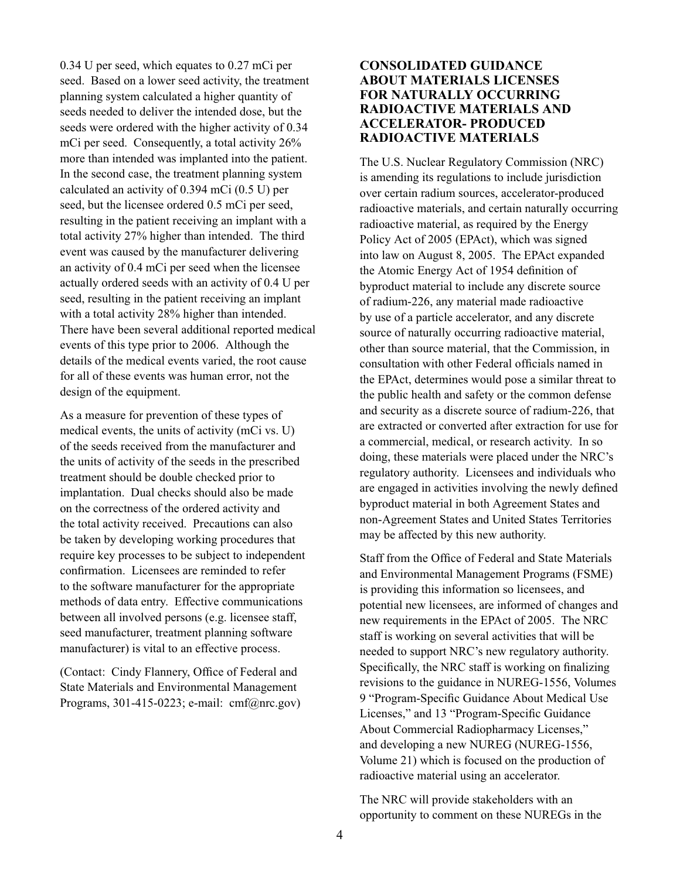0.34 U per seed, which equates to 0.27 mCi per seed. Based on a lower seed activity, the treatment planning system calculated a higher quantity of seeds needed to deliver the intended dose, but the seeds were ordered with the higher activity of 0.34 mCi per seed. Consequently, a total activity 26% more than intended was implanted into the patient. In the second case, the treatment planning system calculated an activity of 0.394 mCi (0.5 U) per seed, but the licensee ordered 0.5 mCi per seed, resulting in the patient receiving an implant with a total activity 27% higher than intended. The third event was caused by the manufacturer delivering an activity of 0.4 mCi per seed when the licensee actually ordered seeds with an activity of 0.4 U per seed, resulting in the patient receiving an implant with a total activity 28% higher than intended. There have been several additional reported medical events of this type prior to 2006. Although the details of the medical events varied, the root cause for all of these events was human error, not the design of the equipment.

As a measure for prevention of these types of medical events, the units of activity (mCi vs. U) of the seeds received from the manufacturer and the units of activity of the seeds in the prescribed treatment should be double checked prior to implantation. Dual checks should also be made on the correctness of the ordered activity and the total activity received. Precautions can also be taken by developing working procedures that require key processes to be subject to independent confirmation. Licensees are reminded to refer to the software manufacturer for the appropriate methods of data entry. Effective communications between all involved persons (e.g. licensee staff, seed manufacturer, treatment planning software manufacturer) is vital to an effective process.

(Contact: Cindy Flannery, Office of Federal and State Materials and Environmental Management Programs, 301-415-0223; e-mail: cmf@nrc.gov)

## CONSOLIDATED GUIDANCE ABOUT MATERIALS LICENSES FOR NATURALLY OCCURRING RADIOACTIVE MATERIALS AND ACCELERATOR- PRODUCED RADIOACTIVE MATERIALS

The U.S. Nuclear Regulatory Commission (NRC) is amending its regulations to include jurisdiction over certain radium sources, accelerator-produced radioactive materials, and certain naturally occurring radioactive material, as required by the Energy Policy Act of 2005 (EPAct), which was signed into law on August 8, 2005. The EPAct expanded the Atomic Energy Act of 1954 definition of byproduct material to include any discrete source of radium-226, any material made radioactive by use of a particle accelerator, and any discrete source of naturally occurring radioactive material, other than source material, that the Commission, in consultation with other Federal officials named in the EPAct, determines would pose a similar threat to the public health and safety or the common defense and security as a discrete source of radium-226, that are extracted or converted after extraction for use for a commercial, medical, or research activity. In so doing, these materials were placed under the NRC's regulatory authority. Licensees and individuals who are engaged in activities involving the newly defined byproduct material in both Agreement States and non-Agreement States and United States Territories may be affected by this new authority.

Staff from the Office of Federal and State Materials and Environmental Management Programs (FSME) is providing this information so licensees, and potential new licensees, are informed of changes and new requirements in the EPAct of 2005. The NRC staff is working on several activities that will be needed to support NRC's new regulatory authority. Specifically, the NRC staff is working on finalizing revisions to the guidance in NUREG-1556, Volumes 9 "Program-Specific Guidance About Medical Use Licenses," and 13 "Program-Specific Guidance About Commercial Radiopharmacy Licenses," and developing a new NUREG (NUREG-1556, Volume 21) which is focused on the production of radioactive material using an accelerator.

The NRC will provide stakeholders with an opportunity to comment on these NUREGs in the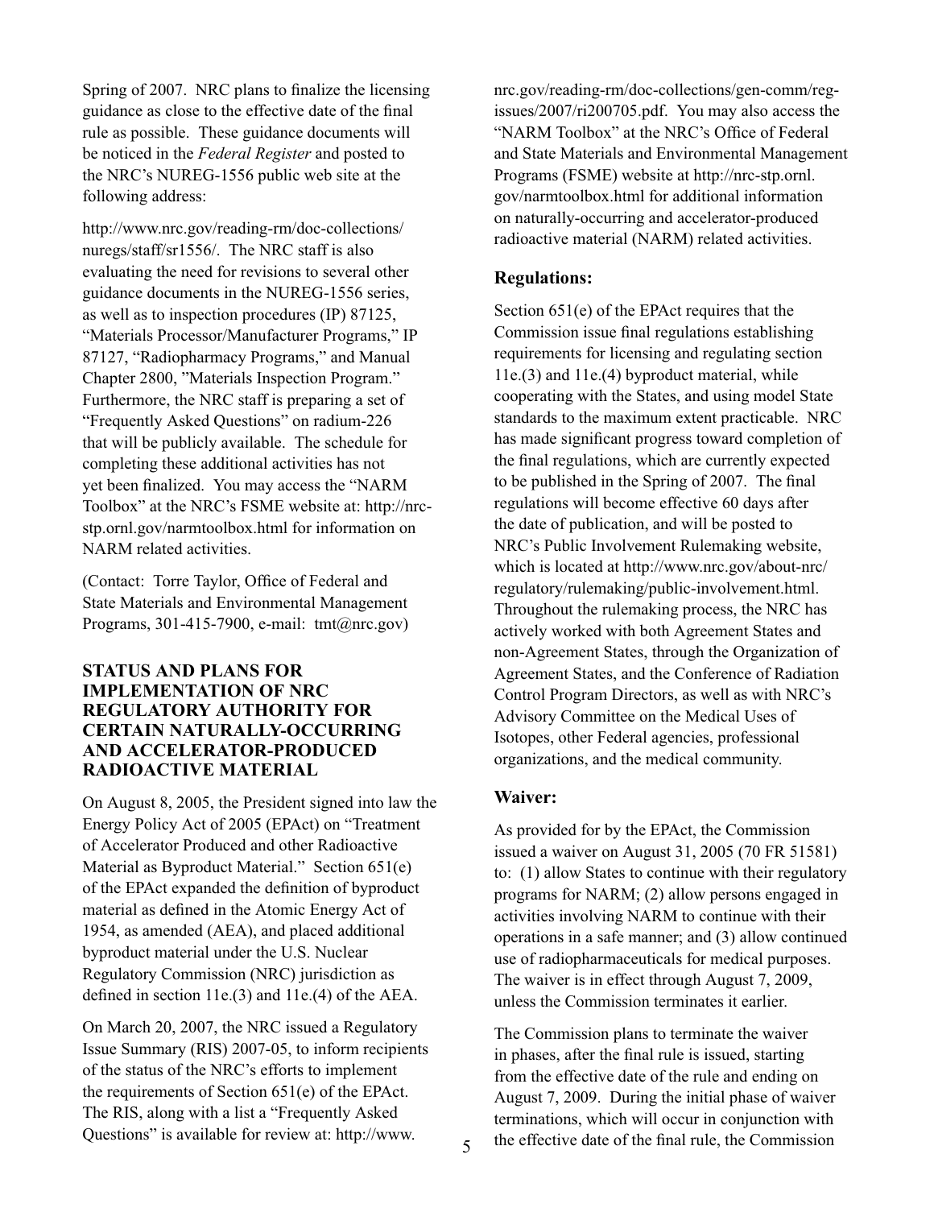Spring of 2007. NRC plans to finalize the licensing guidance as close to the effective date of the final rule as possible. These guidance documents will be noticed in the *Federal Register* and posted to the NRC's NUREG-1556 public web site at the following address:

http://www.nrc.gov/reading-rm/doc-collections/nuregs/staff/sr1556/. The NRC staff is also evaluating the need for revisions to several other guidance documents in the NUREG-1556 series, as well as to inspection procedures (IP) 87125, "Materials Processor/Manufacturer Programs," IP 87127, "Radiopharmacy Programs," and Manual Chapter 2800, "Materials Inspection Program." Furthermore, the NRC staff is preparing a set of "Frequently Asked Questions" on radium-226 that will be publicly available. The schedule for completing these additional activities has not yet been finalized. You may access the "NARM Toolbox" at the NRC's FSME website at: http://nrc-stp.ornl.gov/narmtoolbox.html for information on NARM related activities.

(Contact: Torre Taylor, Office of Federal and State Materials and Environmental Management Programs, 301-415-7900, e-mail: tmt@nrc.gov)

## STATUS AND PLANS FOR IMPLEMENTATION OF NRC REGULATORY AUTHORITY FOR CERTAIN NATURALLY-OCCURRING AND ACCELERATOR-PRODUCED RADIOACTIVE MATERIAL

On August 8, 2005, the President signed into law the Energy Policy Act of 2005 (EPAct) on "Treatment of Accelerator Produced and other Radioactive Material as Byproduct Material." Section 651(e) of the EPAct expanded the definition of byproduct material as defined in the Atomic Energy Act of 1954, as amended (AEA), and placed additional byproduct material under the U.S. Nuclear Regulatory Commission (NRC) jurisdiction as defined in section 11e.(3) and 11e.(4) of the AEA.

On March 20, 2007, the NRC issued a Regulatory Issue Summary (RIS) 2007-05, to inform recipients of the status of the NRC's efforts to implement the requirements of Section 651(e) of the EPAct. The RIS, along with a list a "Frequently Asked Questions" is available for review at: http://www.nrc.gov/reading-rm/doc-collections/gen-comm/reg-issues/2007/ri200705.pdf. You may also access the "NARM Toolbox" at the NRC's Office of Federal and State Materials and Environmental Management Programs (FSME) website at http://nrc-stp.ornl.gov/narmtoolbox.html for additional information on naturally-occurring and accelerator-produced radioactive material (NARM) related activities.

### Regulations:

Section 651(e) of the EPAct requires that the Commission issue final regulations establishing requirements for licensing and regulating section 11e.(3) and 11e.(4) byproduct material, while cooperating with the States, and using model State standards to the maximum extent practicable. NRC has made significant progress toward completion of the final regulations, which are currently expected to be published in the Spring of 2007. The final regulations will become effective 60 days after the date of publication, and will be posted to NRC's Public Involvement Rulemaking website, which is located at http://www.nrc.gov/about-nrc/regulatory/rulemaking/public-involvement.html. Throughout the rulemaking process, the NRC has actively worked with both Agreement States and non-Agreement States, through the Organization of Agreement States, and the Conference of Radiation Control Program Directors, as well as with NRC's Advisory Committee on the Medical Uses of Isotopes, other Federal agencies, professional organizations, and the medical community.

### Waiver:

As provided for by the EPAct, the Commission issued a waiver on August 31, 2005 (70 FR 51581) to: (1) allow States to continue with their regulatory programs for NARM; (2) allow persons engaged in activities involving NARM to continue with their operations in a safe manner; and (3) allow continued use of radiopharmaceuticals for medical purposes. The waiver is in effect through August 7, 2009, unless the Commission terminates it earlier.

The Commission plans to terminate the waiver in phases, after the final rule is issued, starting from the effective date of the rule and ending on August 7, 2009. During the initial phase of waiver terminations, which will occur in conjunction with the effective date of the final rule, the Commission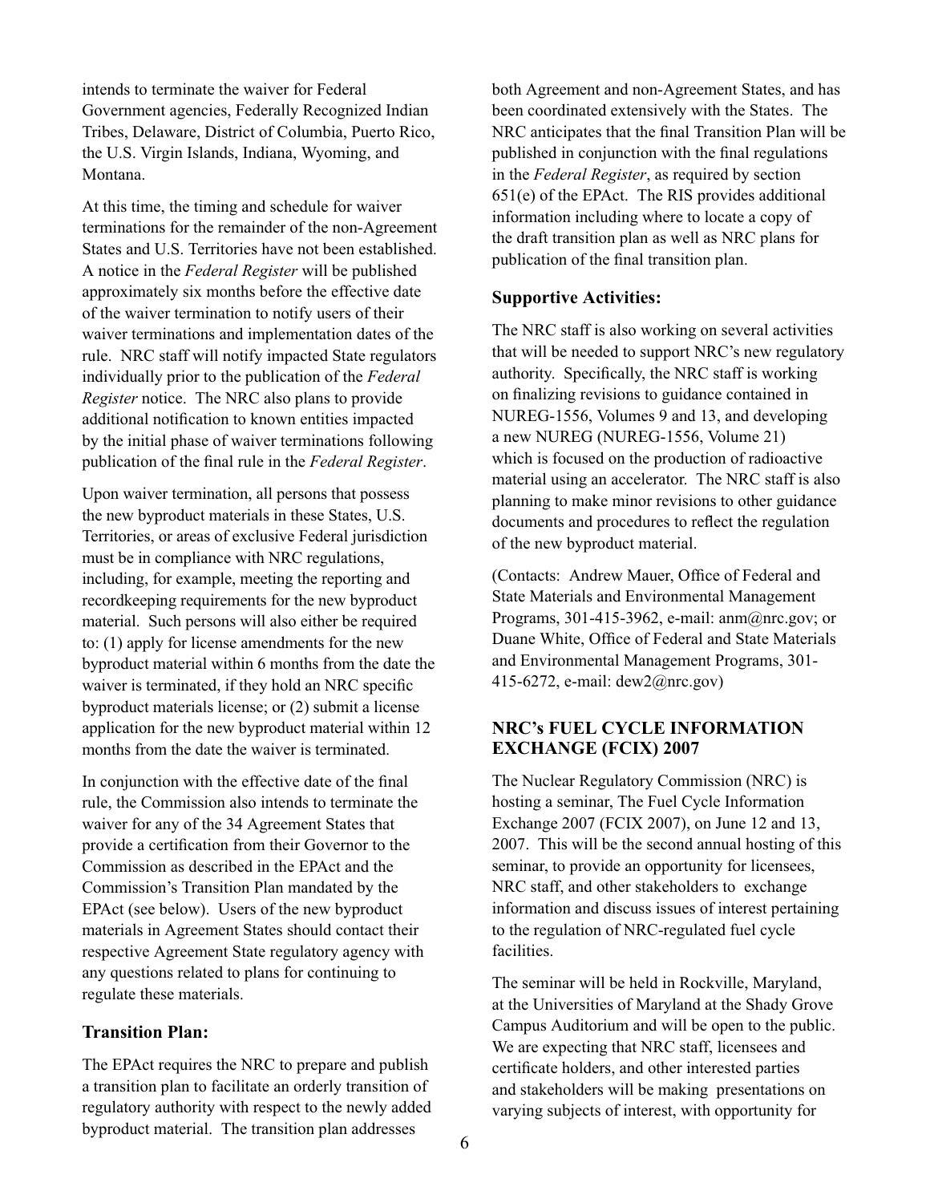intends to terminate the waiver for Federal Government agencies, Federally Recognized Indian Tribes, Delaware, District of Columbia, Puerto Rico, the U.S. Virgin Islands, Indiana, Wyoming, and Montana.

At this time, the timing and schedule for waiver terminations for the remainder of the non-Agreement States and U.S. Territories have not been established. A notice in the *Federal Register* will be published approximately six months before the effective date of the waiver termination to notify users of their waiver terminations and implementation dates of the rule. NRC staff will notify impacted State regulators individually prior to the publication of the *Federal Register* notice. The NRC also plans to provide additional notification to known entities impacted by the initial phase of waiver terminations following publication of the final rule in the *Federal Register*.

Upon waiver termination, all persons that possess the new byproduct materials in these States, U.S. Territories, or areas of exclusive Federal jurisdiction must be in compliance with NRC regulations, including, for example, meeting the reporting and recordkeeping requirements for the new byproduct material. Such persons will also either be required to: (1) apply for license amendments for the new byproduct material within 6 months from the date the waiver is terminated, if they hold an NRC specific byproduct materials license; or (2) submit a license application for the new byproduct material within 12 months from the date the waiver is terminated.

In conjunction with the effective date of the final rule, the Commission also intends to terminate the waiver for any of the 34 Agreement States that provide a certification from their Governor to the Commission as described in the EPAct and the Commission's Transition Plan mandated by the EPAct (see below). Users of the new byproduct materials in Agreement States should contact their respective Agreement State regulatory agency with any questions related to plans for continuing to regulate these materials.

### Transition Plan:

The EPAct requires the NRC to prepare and publish a transition plan to facilitate an orderly transition of regulatory authority with respect to the newly added byproduct material. The transition plan addresses both Agreement and non-Agreement States, and has been coordinated extensively with the States. The NRC anticipates that the final Transition Plan will be published in conjunction with the final regulations in the *Federal Register*, as required by section 651(e) of the EPAct. The RIS provides additional information including where to locate a copy of the draft transition plan as well as NRC plans for publication of the final transition plan.

### Supportive Activities:

The NRC staff is also working on several activities that will be needed to support NRC's new regulatory authority. Specifically, the NRC staff is working on finalizing revisions to guidance contained in NUREG-1556, Volumes 9 and 13, and developing a new NUREG (NUREG-1556, Volume 21) which is focused on the production of radioactive material using an accelerator. The NRC staff is also planning to make minor revisions to other guidance documents and procedures to reflect the regulation of the new byproduct material.

(Contacts: Andrew Mauer, Office of Federal and State Materials and Environmental Management Programs, 301-415-3962, e-mail: anm@nrc.gov; or Duane White, Office of Federal and State Materials and Environmental Management Programs, 301-415-6272, e-mail: dew2@nrc.gov)

## NRC's FUEL CYCLE INFORMATION EXCHANGE (FCIX) 2007

The Nuclear Regulatory Commission (NRC) is hosting a seminar, The Fuel Cycle Information Exchange 2007 (FCIX 2007), on June 12 and 13, 2007. This will be the second annual hosting of this seminar, to provide an opportunity for licensees, NRC staff, and other stakeholders to exchange information and discuss issues of interest pertaining to the regulation of NRC-regulated fuel cycle facilities.

The seminar will be held in Rockville, Maryland, at the Universities of Maryland at the Shady Grove Campus Auditorium and will be open to the public. We are expecting that NRC staff, licensees and certificate holders, and other interested parties and stakeholders will be making presentations on varying subjects of interest, with opportunity for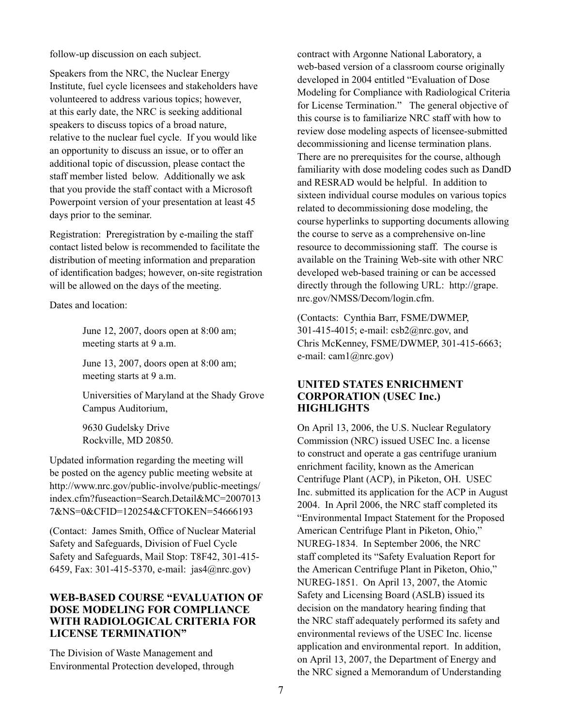follow-up discussion on each subject.

Speakers from the NRC, the Nuclear Energy Institute, fuel cycle licensees and stakeholders have volunteered to address various topics; however, at this early date, the NRC is seeking additional speakers to discuss topics of a broad nature, relative to the nuclear fuel cycle. If you would like an opportunity to discuss an issue, or to offer an additional topic of discussion, please contact the staff member listed below. Additionally we ask that you provide the staff contact with a Microsoft Powerpoint version of your presentation at least 45 days prior to the seminar.

Registration: Preregistration by e-mailing the staff contact listed below is recommended to facilitate the distribution of meeting information and preparation of identification badges; however, on-site registration will be allowed on the days of the meeting.

Dates and location:

> June 12, 2007, doors open at 8:00 am; meeting starts at 9 a.m.
>
> June 13, 2007, doors open at 8:00 am; meeting starts at 9 a.m.
>
> Universities of Maryland at the Shady Grove Campus Auditorium,
>
> 9630 Gudelsky Drive
> Rockville, MD 20850.

Updated information regarding the meeting will be posted on the agency public meeting website at http://www.nrc.gov/public-involve/public-meetings/index.cfm?fuseaction=Search.Detail&MC=20070137&NS=0&CFID=120254&CFTOKEN=54666193

(Contact: James Smith, Office of Nuclear Material Safety and Safeguards, Division of Fuel Cycle Safety and Safeguards, Mail Stop: T8F42, 301-415-6459, Fax: 301-415-5370, e-mail: jas4@nrc.gov)

## WEB-BASED COURSE "EVALUATION OF DOSE MODELING FOR COMPLIANCE WITH RADIOLOGICAL CRITERIA FOR LICENSE TERMINATION"

The Division of Waste Management and Environmental Protection developed, through contract with Argonne National Laboratory, a web-based version of a classroom course originally developed in 2004 entitled "Evaluation of Dose Modeling for Compliance with Radiological Criteria for License Termination." The general objective of this course is to familiarize NRC staff with how to review dose modeling aspects of licensee-submitted decommissioning and license termination plans. There are no prerequisites for the course, although familiarity with dose modeling codes such as DandD and RESRAD would be helpful. In addition to sixteen individual course modules on various topics related to decommissioning dose modeling, the course hyperlinks to supporting documents allowing the course to serve as a comprehensive on-line resource to decommissioning staff. The course is available on the Training Web-site with other NRC developed web-based training or can be accessed directly through the following URL: http://grape.nrc.gov/NMSS/Decom/login.cfm.

(Contacts: Cynthia Barr, FSME/DWMEP, 301-415-4015; e-mail: csb2@nrc.gov, and Chris McKenney, FSME/DWMEP, 301-415-6663; e-mail: cam1@nrc.gov)

## UNITED STATES ENRICHMENT CORPORATION (USEC Inc.) HIGHLIGHTS

On April 13, 2006, the U.S. Nuclear Regulatory Commission (NRC) issued USEC Inc. a license to construct and operate a gas centrifuge uranium enrichment facility, known as the American Centrifuge Plant (ACP), in Piketon, OH. USEC Inc. submitted its application for the ACP in August 2004. In April 2006, the NRC staff completed its "Environmental Impact Statement for the Proposed American Centrifuge Plant in Piketon, Ohio," NUREG-1834. In September 2006, the NRC staff completed its "Safety Evaluation Report for the American Centrifuge Plant in Piketon, Ohio," NUREG-1851. On April 13, 2007, the Atomic Safety and Licensing Board (ASLB) issued its decision on the mandatory hearing finding that the NRC staff adequately performed its safety and environmental reviews of the USEC Inc. license application and environmental report. In addition, on April 13, 2007, the Department of Energy and the NRC signed a Memorandum of Understanding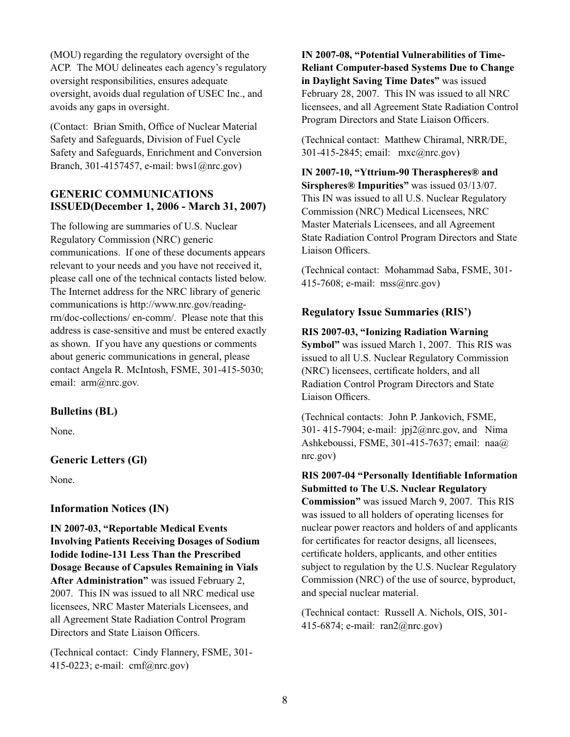(MOU) regarding the regulatory oversight of the ACP. The MOU delineates each agency's regulatory oversight responsibilities, ensures adequate oversight, avoids dual regulation of USEC Inc., and avoids any gaps in oversight.

(Contact: Brian Smith, Office of Nuclear Material Safety and Safeguards, Division of Fuel Cycle Safety and Safeguards, Enrichment and Conversion Branch, 301-4157457, e-mail: bws1@nrc.gov)

## GENERIC COMMUNICATIONS ISSUED(December 1, 2006 - March 31, 2007)

The following are summaries of U.S. Nuclear Regulatory Commission (NRC) generic communications. If one of these documents appears relevant to your needs and you have not received it, please call one of the technical contacts listed below. The Internet address for the NRC library of generic communications is http://www.nrc.gov/reading-rm/doc-collections/ en-comm/. Please note that this address is case-sensitive and must be entered exactly as shown. If you have any questions or comments about generic communications in general, please contact Angela R. McIntosh, FSME, 301-415-5030; email: arm@nrc.gov.

### Bulletins (BL)

None.

### Generic Letters (Gl)

None.

### Information Notices (IN)

**IN 2007-03, "Reportable Medical Events Involving Patients Receiving Dosages of Sodium Iodide Iodine-131 Less Than the Prescribed Dosage Because of Capsules Remaining in Vials After Administration"** was issued February 2, 2007. This IN was issued to all NRC medical use licensees, NRC Master Materials Licensees, and all Agreement State Radiation Control Program Directors and State Liaison Officers.

(Technical contact: Cindy Flannery, FSME, 301-415-0223; e-mail: cmf@nrc.gov)

**IN 2007-08, "Potential Vulnerabilities of Time-Reliant Computer-based Systems Due to Change in Daylight Saving Time Dates"** was issued February 28, 2007. This IN was issued to all NRC licensees, and all Agreement State Radiation Control Program Directors and State Liaison Officers.

(Technical contact: Matthew Chiramal, NRR/DE, 301-415-2845; email: mxc@nrc.gov)

**IN 2007-10, "Yttrium-90 Theraspheres® and Sirspheres® Impurities"** was issued 03/13/07. This IN was issued to all U.S. Nuclear Regulatory Commission (NRC) Medical Licensees, NRC Master Materials Licensees, and all Agreement State Radiation Control Program Directors and State Liaison Officers.

(Technical contact: Mohammad Saba, FSME, 301-415-7608; e-mail: mss@nrc.gov)

### Regulatory Issue Summaries (RIS')

**RIS 2007-03, "Ionizing Radiation Warning Symbol"** was issued March 1, 2007. This RIS was issued to all U.S. Nuclear Regulatory Commission (NRC) licensees, certificate holders, and all Radiation Control Program Directors and State Liaison Officers.

(Technical contacts: John P. Jankovich, FSME, 301- 415-7904; e-mail: jpj2@nrc.gov, and Nima Ashkeboussi, FSME, 301-415-7637; email: naa@nrc.gov)

**RIS 2007-04 "Personally Identifiable Information Submitted to The U.S. Nuclear Regulatory Commission"** was issued March 9, 2007. This RIS was issued to all holders of operating licenses for nuclear power reactors and holders of and applicants for certificates for reactor designs, all licensees, certificate holders, applicants, and other entities subject to regulation by the U.S. Nuclear Regulatory Commission (NRC) of the use of source, byproduct, and special nuclear material.

(Technical contact: Russell A. Nichols, OIS, 301-415-6874; e-mail: ran2@nrc.gov)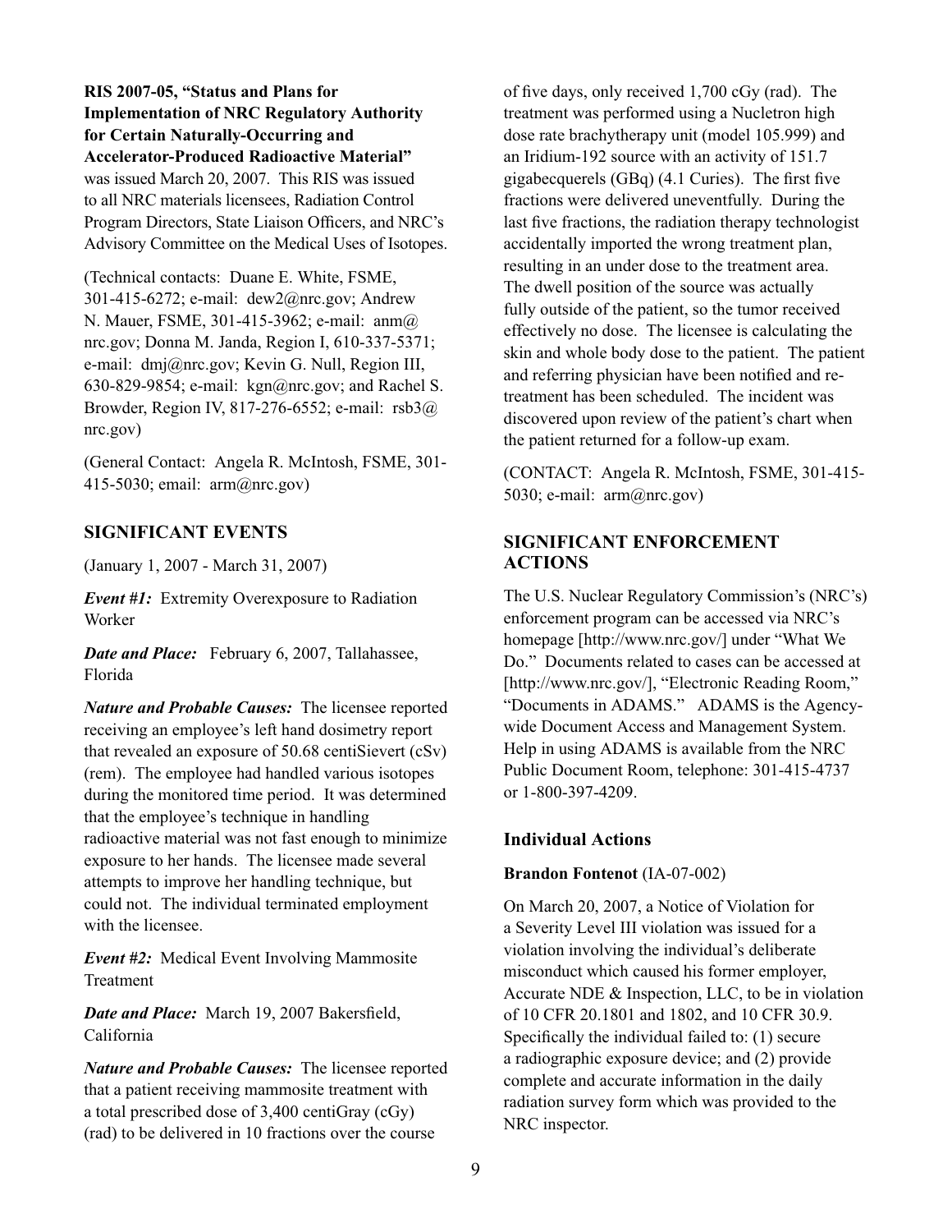**RIS 2007-05, "Status and Plans for Implementation of NRC Regulatory Authority for Certain Naturally-Occurring and Accelerator-Produced Radioactive Material"** was issued March 20, 2007. This RIS was issued to all NRC materials licensees, Radiation Control Program Directors, State Liaison Officers, and NRC's Advisory Committee on the Medical Uses of Isotopes.

(Technical contacts: Duane E. White, FSME, 301-415-6272; e-mail: dew2@nrc.gov; Andrew N. Mauer, FSME, 301-415-3962; e-mail: anm@nrc.gov; Donna M. Janda, Region I, 610-337-5371; e-mail: dmj@nrc.gov; Kevin G. Null, Region III, 630-829-9854; e-mail: kgn@nrc.gov; and Rachel S. Browder, Region IV, 817-276-6552; e-mail: rsb3@nrc.gov)

(General Contact: Angela R. McIntosh, FSME, 301-415-5030; email: arm@nrc.gov)

## SIGNIFICANT EVENTS

(January 1, 2007 - March 31, 2007)

***Event #1:*** Extremity Overexposure to Radiation Worker

***Date and Place:*** February 6, 2007, Tallahassee, Florida

***Nature and Probable Causes:*** The licensee reported receiving an employee's left hand dosimetry report that revealed an exposure of 50.68 centiSievert (cSv) (rem). The employee had handled various isotopes during the monitored time period. It was determined that the employee's technique in handling radioactive material was not fast enough to minimize exposure to her hands. The licensee made several attempts to improve her handling technique, but could not. The individual terminated employment with the licensee.

***Event #2:*** Medical Event Involving Mammosite Treatment

***Date and Place:*** March 19, 2007 Bakersfield, California

***Nature and Probable Causes:*** The licensee reported that a patient receiving mammosite treatment with a total prescribed dose of 3,400 centiGray (cGy) (rad) to be delivered in 10 fractions over the course of five days, only received 1,700 cGy (rad). The treatment was performed using a Nucletron high dose rate brachytherapy unit (model 105.999) and an Iridium-192 source with an activity of 151.7 gigabecquerels (GBq) (4.1 Curies). The first five fractions were delivered uneventfully. During the last five fractions, the radiation therapy technologist accidentally imported the wrong treatment plan, resulting in an under dose to the treatment area. The dwell position of the source was actually fully outside of the patient, so the tumor received effectively no dose. The licensee is calculating the skin and whole body dose to the patient. The patient and referring physician have been notified and re-treatment has been scheduled. The incident was discovered upon review of the patient's chart when the patient returned for a follow-up exam.

(CONTACT: Angela R. McIntosh, FSME, 301-415-5030; e-mail: arm@nrc.gov)

## SIGNIFICANT ENFORCEMENT ACTIONS

The U.S. Nuclear Regulatory Commission's (NRC's) enforcement program can be accessed via NRC's homepage [http://www.nrc.gov/] under "What We Do." Documents related to cases can be accessed at [http://www.nrc.gov/], "Electronic Reading Room," "Documents in ADAMS." ADAMS is the Agency-wide Document Access and Management System. Help in using ADAMS is available from the NRC Public Document Room, telephone: 301-415-4737 or 1-800-397-4209.

### Individual Actions

**Brandon Fontenot** (IA-07-002)

On March 20, 2007, a Notice of Violation for a Severity Level III violation was issued for a violation involving the individual's deliberate misconduct which caused his former employer, Accurate NDE & Inspection, LLC, to be in violation of 10 CFR 20.1801 and 1802, and 10 CFR 30.9. Specifically the individual failed to: (1) secure a radiographic exposure device; and (2) provide complete and accurate information in the daily radiation survey form which was provided to the NRC inspector.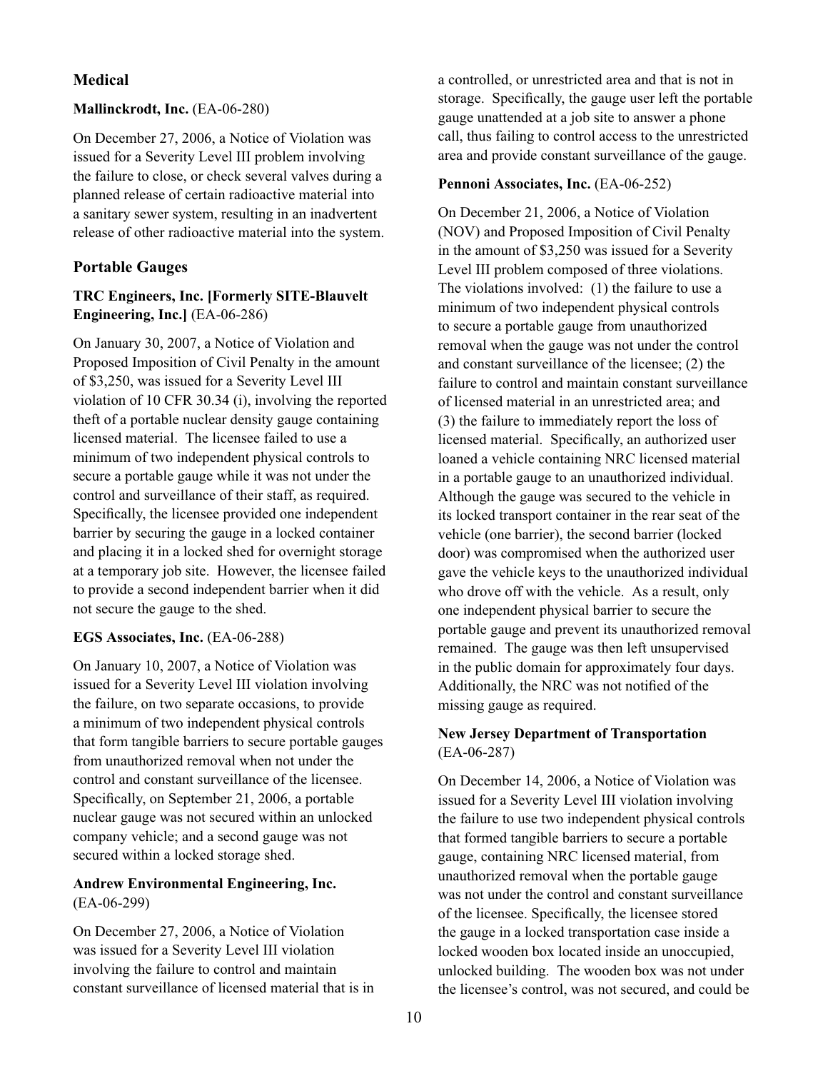## Medical

**Mallinckrodt, Inc.** (EA-06-280)

On December 27, 2006, a Notice of Violation was issued for a Severity Level III problem involving the failure to close, or check several valves during a planned release of certain radioactive material into a sanitary sewer system, resulting in an inadvertent release of other radioactive material into the system.

## Portable Gauges

**TRC Engineers, Inc. [Formerly SITE-Blauvelt Engineering, Inc.]** (EA-06-286)

On January 30, 2007, a Notice of Violation and Proposed Imposition of Civil Penalty in the amount of $3,250, was issued for a Severity Level III violation of 10 CFR 30.34 (i), involving the reported theft of a portable nuclear density gauge containing licensed material. The licensee failed to use a minimum of two independent physical controls to secure a portable gauge while it was not under the control and surveillance of their staff, as required. Specifically, the licensee provided one independent barrier by securing the gauge in a locked container and placing it in a locked shed for overnight storage at a temporary job site. However, the licensee failed to provide a second independent barrier when it did not secure the gauge to the shed.

**EGS Associates, Inc.** (EA-06-288)

On January 10, 2007, a Notice of Violation was issued for a Severity Level III violation involving the failure, on two separate occasions, to provide a minimum of two independent physical controls that form tangible barriers to secure portable gauges from unauthorized removal when not under the control and constant surveillance of the licensee. Specifically, on September 21, 2006, a portable nuclear gauge was not secured within an unlocked company vehicle; and a second gauge was not secured within a locked storage shed.

**Andrew Environmental Engineering, Inc.** (EA-06-299)

On December 27, 2006, a Notice of Violation was issued for a Severity Level III violation involving the failure to control and maintain constant surveillance of licensed material that is in a controlled, or unrestricted area and that is not in storage. Specifically, the gauge user left the portable gauge unattended at a job site to answer a phone call, thus failing to control access to the unrestricted area and provide constant surveillance of the gauge.

**Pennoni Associates, Inc.** (EA-06-252)

On December 21, 2006, a Notice of Violation (NOV) and Proposed Imposition of Civil Penalty in the amount of $3,250 was issued for a Severity Level III problem composed of three violations. The violations involved: (1) the failure to use a minimum of two independent physical controls to secure a portable gauge from unauthorized removal when the gauge was not under the control and constant surveillance of the licensee; (2) the failure to control and maintain constant surveillance of licensed material in an unrestricted area; and (3) the failure to immediately report the loss of licensed material. Specifically, an authorized user loaned a vehicle containing NRC licensed material in a portable gauge to an unauthorized individual. Although the gauge was secured to the vehicle in its locked transport container in the rear seat of the vehicle (one barrier), the second barrier (locked door) was compromised when the authorized user gave the vehicle keys to the unauthorized individual who drove off with the vehicle. As a result, only one independent physical barrier to secure the portable gauge and prevent its unauthorized removal remained. The gauge was then left unsupervised in the public domain for approximately four days. Additionally, the NRC was not notified of the missing gauge as required.

**New Jersey Department of Transportation** (EA-06-287)

On December 14, 2006, a Notice of Violation was issued for a Severity Level III violation involving the failure to use two independent physical controls that formed tangible barriers to secure a portable gauge, containing NRC licensed material, from unauthorized removal when the portable gauge was not under the control and constant surveillance of the licensee. Specifically, the licensee stored the gauge in a locked transportation case inside a locked wooden box located inside an unoccupied, unlocked building. The wooden box was not under the licensee's control, was not secured, and could be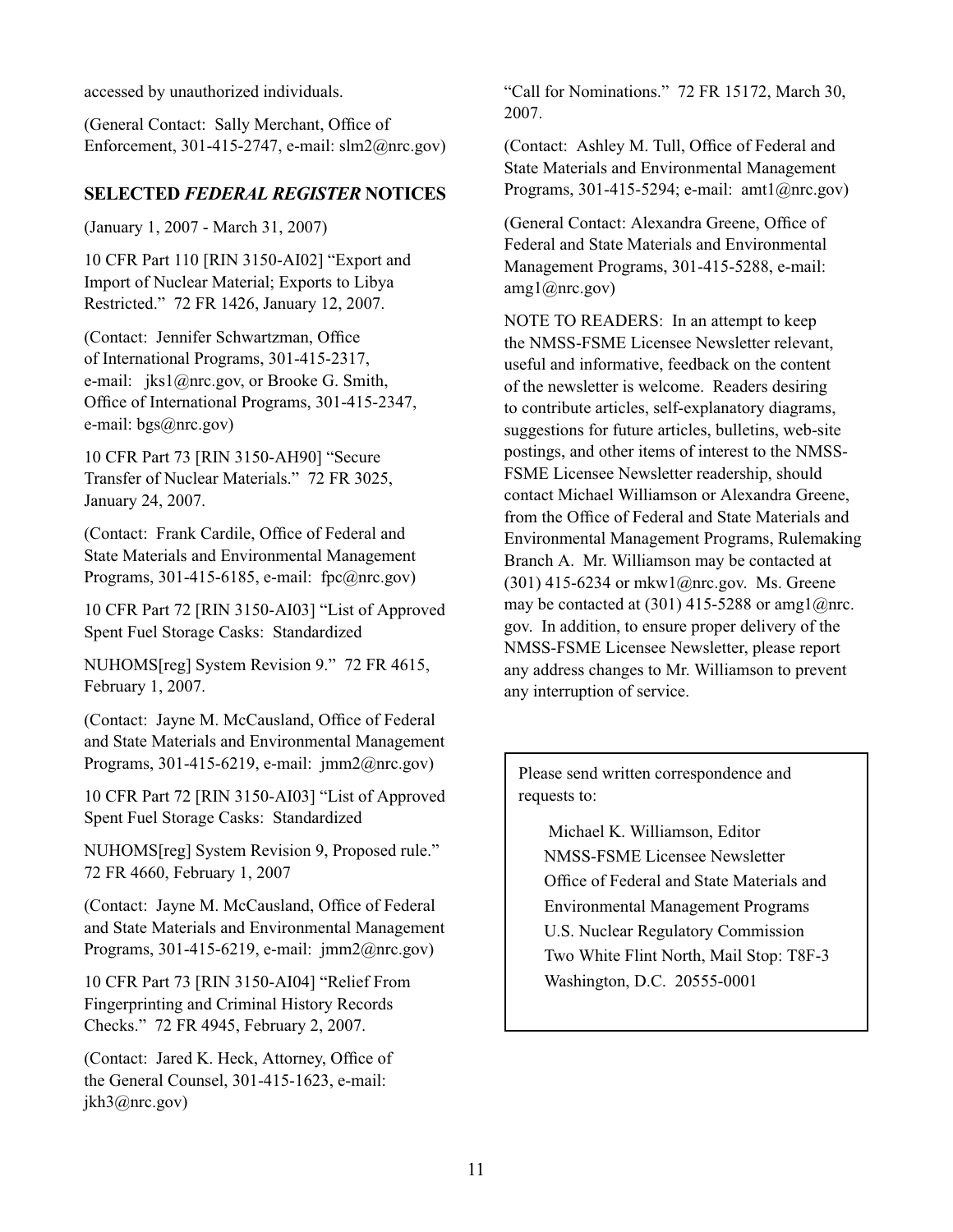accessed by unauthorized individuals.

(General Contact: Sally Merchant, Office of Enforcement, 301-415-2747, e-mail: slm2@nrc.gov)

## SELECTED *FEDERAL REGISTER* NOTICES

(January 1, 2007 - March 31, 2007)

10 CFR Part 110 [RIN 3150-AI02] "Export and Import of Nuclear Material; Exports to Libya Restricted." 72 FR 1426, January 12, 2007.

(Contact: Jennifer Schwartzman, Office of International Programs, 301-415-2317, e-mail: jks1@nrc.gov, or Brooke G. Smith, Office of International Programs, 301-415-2347, e-mail: bgs@nrc.gov)

10 CFR Part 73 [RIN 3150-AH90] "Secure Transfer of Nuclear Materials." 72 FR 3025, January 24, 2007.

(Contact: Frank Cardile, Office of Federal and State Materials and Environmental Management Programs, 301-415-6185, e-mail: fpc@nrc.gov)

10 CFR Part 72 [RIN 3150-AI03] "List of Approved Spent Fuel Storage Casks: Standardized

NUHOMS[reg] System Revision 9." 72 FR 4615, February 1, 2007.

(Contact: Jayne M. McCausland, Office of Federal and State Materials and Environmental Management Programs, 301-415-6219, e-mail: jmm2@nrc.gov)

10 CFR Part 72 [RIN 3150-AI03] "List of Approved Spent Fuel Storage Casks: Standardized

NUHOMS[reg] System Revision 9, Proposed rule." 72 FR 4660, February 1, 2007

(Contact: Jayne M. McCausland, Office of Federal and State Materials and Environmental Management Programs, 301-415-6219, e-mail: jmm2@nrc.gov)

10 CFR Part 73 [RIN 3150-AI04] "Relief From Fingerprinting and Criminal History Records Checks." 72 FR 4945, February 2, 2007.

(Contact: Jared K. Heck, Attorney, Office of the General Counsel, 301-415-1623, e-mail: jkh3@nrc.gov)

"Call for Nominations." 72 FR 15172, March 30, 2007.

(Contact: Ashley M. Tull, Office of Federal and State Materials and Environmental Management Programs, 301-415-5294; e-mail: amt1@nrc.gov)

(General Contact: Alexandra Greene, Office of Federal and State Materials and Environmental Management Programs, 301-415-5288, e-mail: amg1@nrc.gov)

NOTE TO READERS: In an attempt to keep the NMSS-FSME Licensee Newsletter relevant, useful and informative, feedback on the content of the newsletter is welcome. Readers desiring to contribute articles, self-explanatory diagrams, suggestions for future articles, bulletins, web-site postings, and other items of interest to the NMSS-FSME Licensee Newsletter readership, should contact Michael Williamson or Alexandra Greene, from the Office of Federal and State Materials and Environmental Management Programs, Rulemaking Branch A. Mr. Williamson may be contacted at (301) 415-6234 or mkw1@nrc.gov. Ms. Greene may be contacted at (301) 415-5288 or amg1@nrc.gov. In addition, to ensure proper delivery of the NMSS-FSME Licensee Newsletter, please report any address changes to Mr. Williamson to prevent any interruption of service.

Please send written correspondence and requests to:

Michael K. Williamson, Editor
NMSS-FSME Licensee Newsletter
Office of Federal and State Materials and Environmental Management Programs
U.S. Nuclear Regulatory Commission
Two White Flint North, Mail Stop: T8F-3
Washington, D.C. 20555-0001